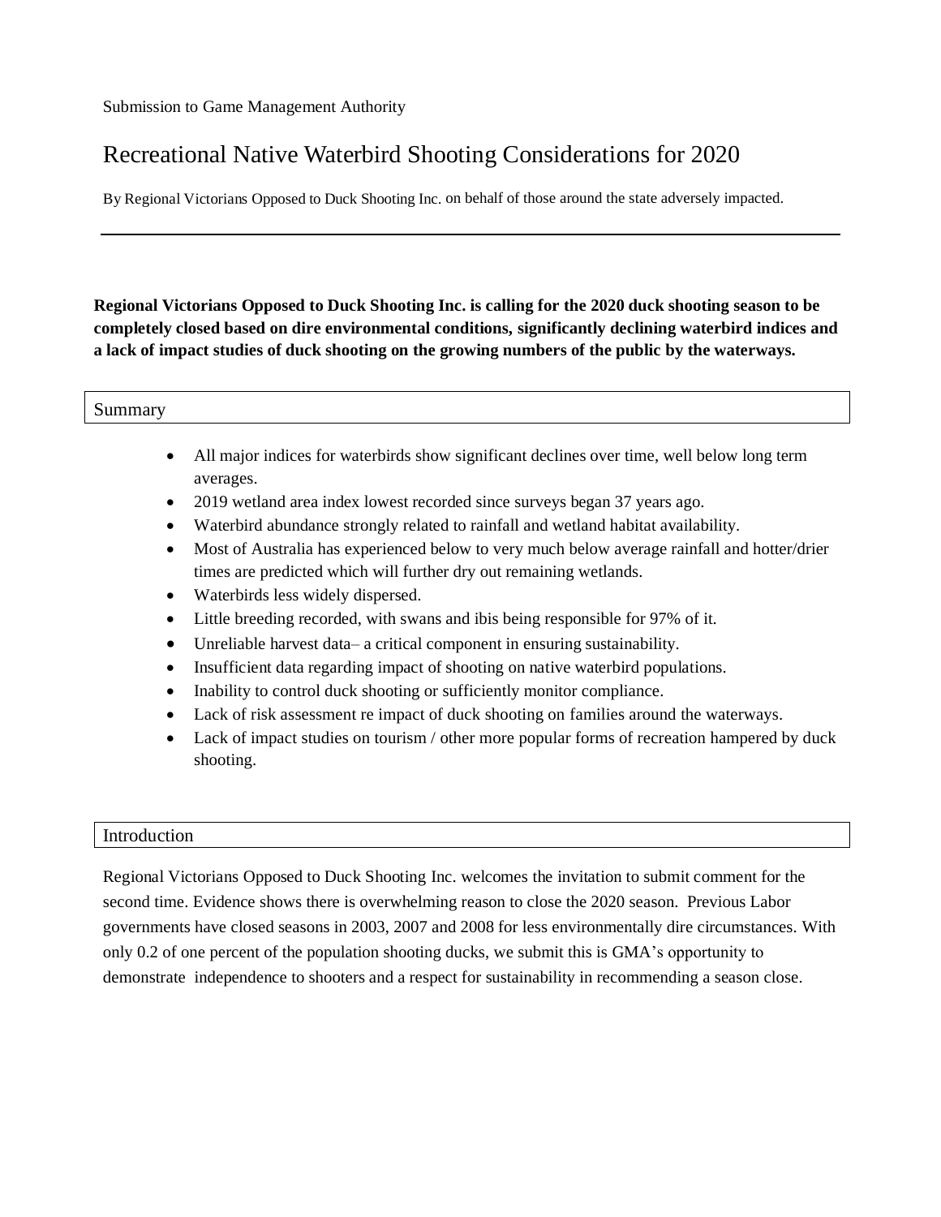Submission to Game Management Authority

# Recreational Native Waterbird Shooting Considerations for 2020

By Regional Victorians Opposed to Duck Shooting Inc. on behalf of those around the state adversely impacted.

---

**Regional Victorians Opposed to Duck Shooting Inc. is calling for the 2020 duck shooting season to be completely closed based on dire environmental conditions, significantly declining waterbird indices and a lack of impact studies of duck shooting on the growing numbers of the public by the waterways.**

## Summary

- All major indices for waterbirds show significant declines over time, well below long term averages.
- 2019 wetland area index lowest recorded since surveys began 37 years ago.
- Waterbird abundance strongly related to rainfall and wetland habitat availability.
- Most of Australia has experienced below to very much below average rainfall and hotter/drier times are predicted which will further dry out remaining wetlands.
- Waterbirds less widely dispersed.
- Little breeding recorded, with swans and ibis being responsible for 97% of it.
- Unreliable harvest data– a critical component in ensuring sustainability.
- Insufficient data regarding impact of shooting on native waterbird populations.
- Inability to control duck shooting or sufficiently monitor compliance.
- Lack of risk assessment re impact of duck shooting on families around the waterways.
- Lack of impact studies on tourism / other more popular forms of recreation hampered by duck shooting.

## Introduction

Regional Victorians Opposed to Duck Shooting Inc. welcomes the invitation to submit comment for the second time. Evidence shows there is overwhelming reason to close the 2020 season. Previous Labor governments have closed seasons in 2003, 2007 and 2008 for less environmentally dire circumstances. With only 0.2 of one percent of the population shooting ducks, we submit this is GMA's opportunity to demonstrate independence to shooters and a respect for sustainability in recommending a season close.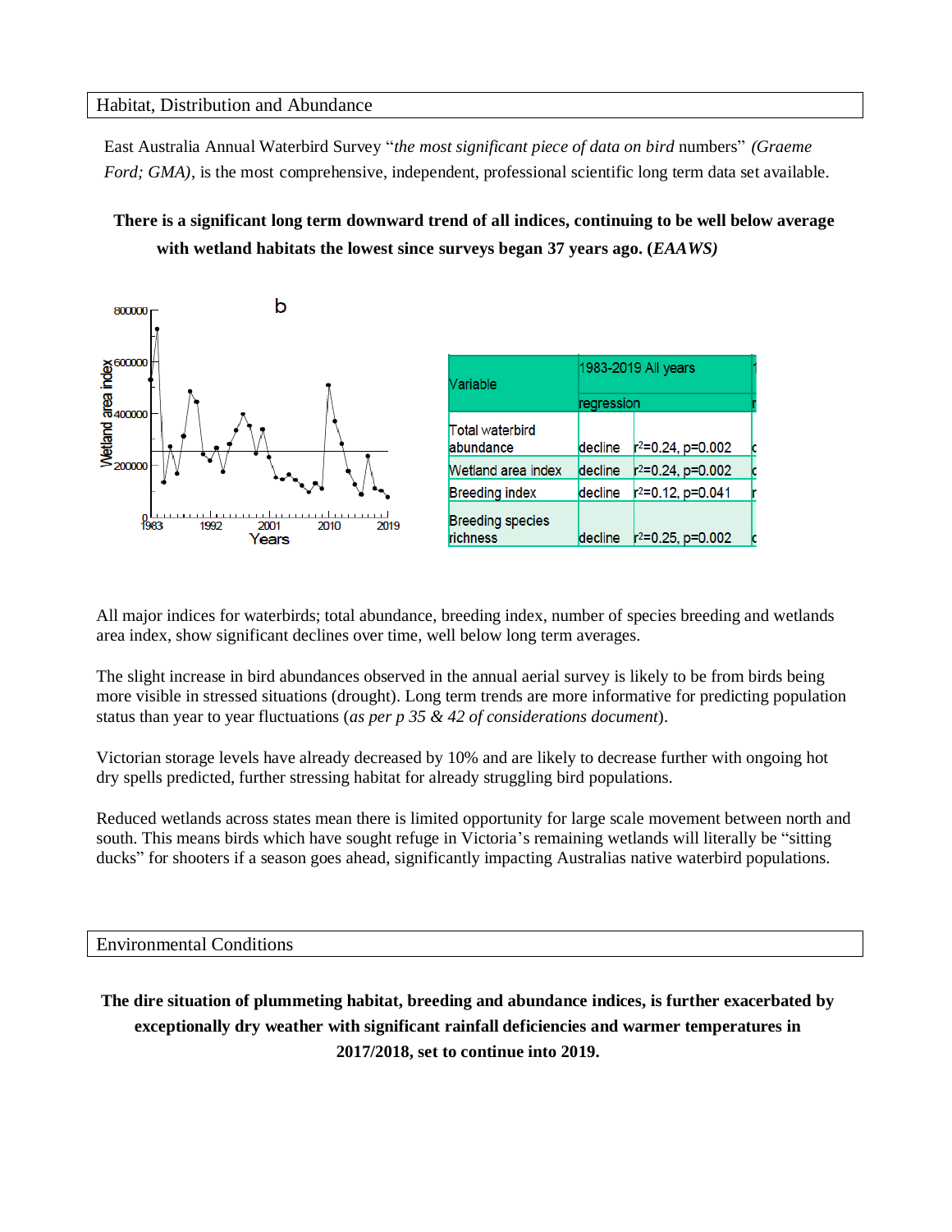## Habitat, Distribution and Abundance

East Australia Annual Waterbird Survey "*the most significant piece of data on bird* numbers" *(Graeme Ford; GMA)*, is the most comprehensive, independent, professional scientific long term data set available.

**There is a significant long term downward trend of all indices, continuing to be well below average with wetland habitats the lowest since surveys began 37 years ago. (*EAAWS)***

| Variable | 1983-2019 All years | |
|---|---|---|
| | regression | |
| Total waterbird abundance | decline | $r^2$=0.24, p=0.002 |
| Wetland area index | decline | $r^2$=0.24, p=0.002 |
| Breeding index | decline | $r^2$=0.12, p=0.041 |
| Breeding species richness | decline | $r^2$=0.25, p=0.002 |

All major indices for waterbirds; total abundance, breeding index, number of species breeding and wetlands area index, show significant declines over time, well below long term averages.

The slight increase in bird abundances observed in the annual aerial survey is likely to be from birds being more visible in stressed situations (drought). Long term trends are more informative for predicting population status than year to year fluctuations (*as per p 35 & 42 of considerations document*).

Victorian storage levels have already decreased by 10% and are likely to decrease further with ongoing hot dry spells predicted, further stressing habitat for already struggling bird populations.

Reduced wetlands across states mean there is limited opportunity for large scale movement between north and south. This means birds which have sought refuge in Victoria's remaining wetlands will literally be "sitting ducks" for shooters if a season goes ahead, significantly impacting Australias native waterbird populations.

## Environmental Conditions

**The dire situation of plummeting habitat, breeding and abundance indices, is further exacerbated by exceptionally dry weather with significant rainfall deficiencies and warmer temperatures in 2017/2018, set to continue into 2019.**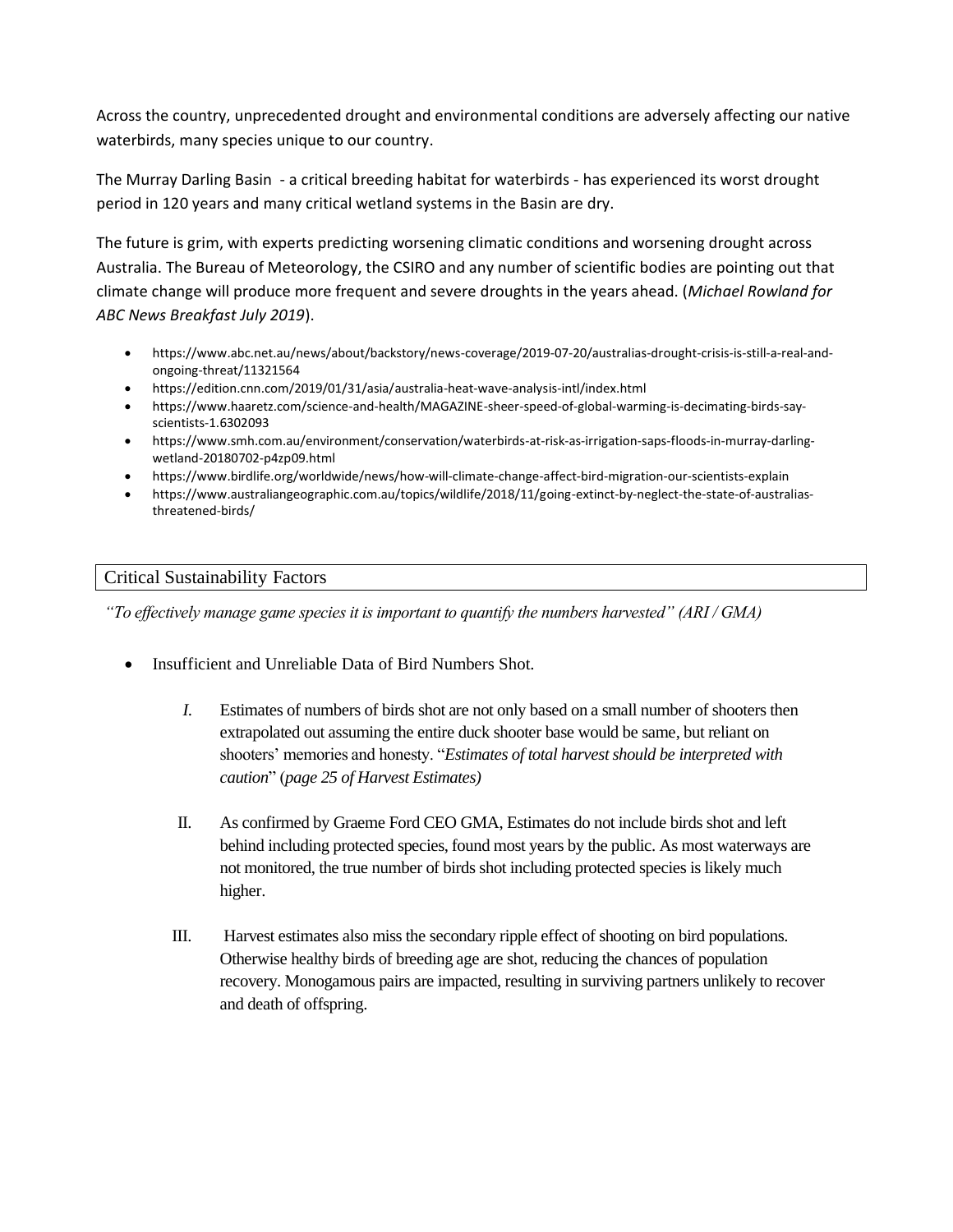Across the country, unprecedented drought and environmental conditions are adversely affecting our native waterbirds, many species unique to our country.

The Murray Darling Basin - a critical breeding habitat for waterbirds - has experienced its worst drought period in 120 years and many critical wetland systems in the Basin are dry.

The future is grim, with experts predicting worsening climatic conditions and worsening drought across Australia. The Bureau of Meteorology, the CSIRO and any number of scientific bodies are pointing out that climate change will produce more frequent and severe droughts in the years ahead. (*Michael Rowland for ABC News Breakfast July 2019*).

- https://www.abc.net.au/news/about/backstory/news-coverage/2019-07-20/australias-drought-crisis-is-still-a-real-and-ongoing-threat/11321564
- https://edition.cnn.com/2019/01/31/asia/australia-heat-wave-analysis-intl/index.html
- https://www.haaretz.com/science-and-health/MAGAZINE-sheer-speed-of-global-warming-is-decimating-birds-say-scientists-1.6302093
- https://www.smh.com.au/environment/conservation/waterbirds-at-risk-as-irrigation-saps-floods-in-murray-darling-wetland-20180702-p4zp09.html
- https://www.birdlife.org/worldwide/news/how-will-climate-change-affect-bird-migration-our-scientists-explain
- https://www.australiangeographic.com.au/topics/wildlife/2018/11/going-extinct-by-neglect-the-state-of-australias-threatened-birds/

## Critical Sustainability Factors

*"To effectively manage game species it is important to quantify the numbers harvested" (ARI / GMA)*

- Insufficient and Unreliable Data of Bird Numbers Shot.

  I. Estimates of numbers of birds shot are not only based on a small number of shooters then extrapolated out assuming the entire duck shooter base would be same, but reliant on shooters' memories and honesty. "*Estimates of total harvest should be interpreted with caution*" (*page 25 of Harvest Estimates)*

  II. As confirmed by Graeme Ford CEO GMA, Estimates do not include birds shot and left behind including protected species, found most years by the public. As most waterways are not monitored, the true number of birds shot including protected species is likely much higher.

  III. Harvest estimates also miss the secondary ripple effect of shooting on bird populations. Otherwise healthy birds of breeding age are shot, reducing the chances of population recovery. Monogamous pairs are impacted, resulting in surviving partners unlikely to recover and death of offspring.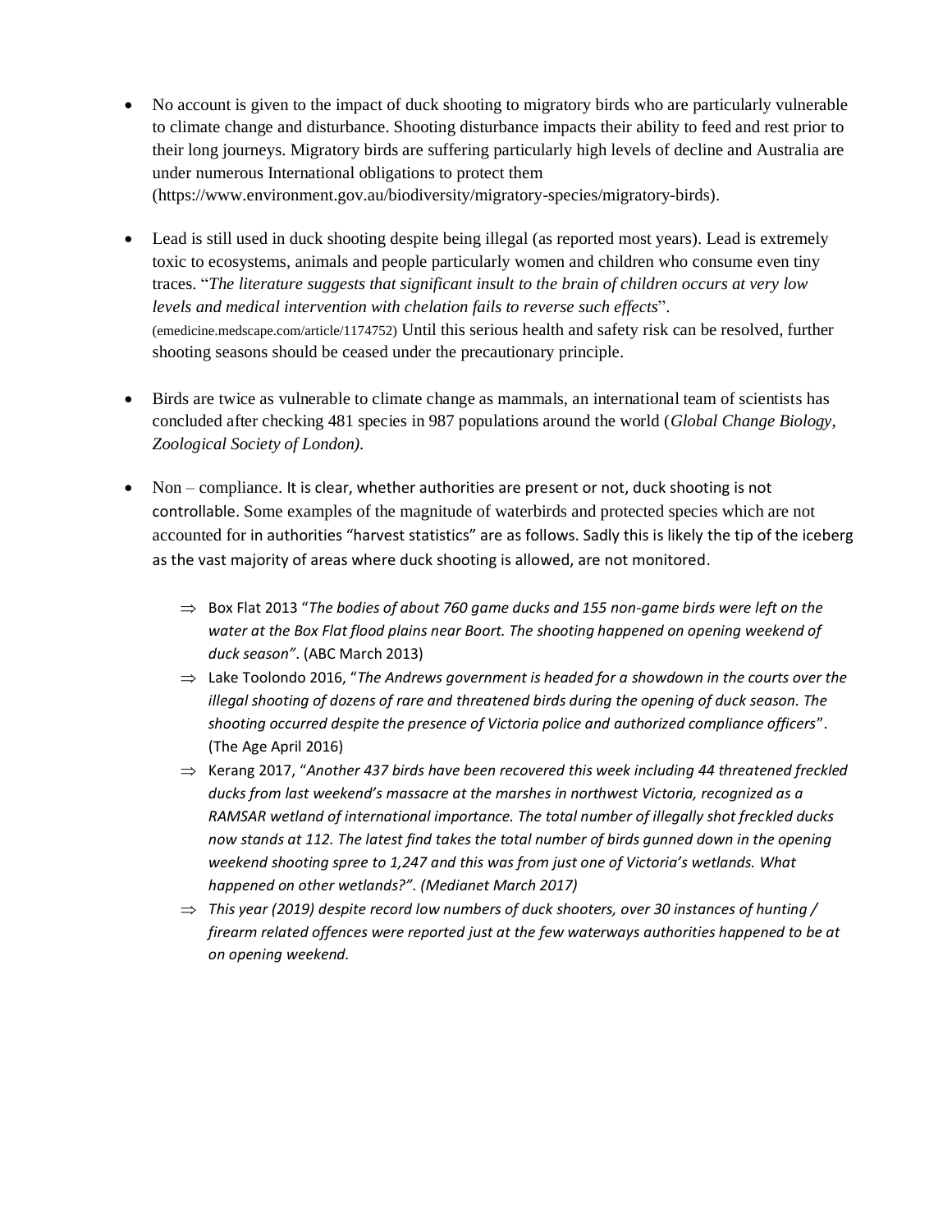- No account is given to the impact of duck shooting to migratory birds who are particularly vulnerable to climate change and disturbance. Shooting disturbance impacts their ability to feed and rest prior to their long journeys. Migratory birds are suffering particularly high levels of decline and Australia are under numerous International obligations to protect them (https://www.environment.gov.au/biodiversity/migratory-species/migratory-birds).

- Lead is still used in duck shooting despite being illegal (as reported most years). Lead is extremely toxic to ecosystems, animals and people particularly women and children who consume even tiny traces. "*The literature suggests that significant insult to the brain of children occurs at very low levels and medical intervention with chelation fails to reverse such effects*". (emedicine.medscape.com/article/1174752) Until this serious health and safety risk can be resolved, further shooting seasons should be ceased under the precautionary principle.

- Birds are twice as vulnerable to climate change as mammals, an international team of scientists has concluded after checking 481 species in 987 populations around the world (*Global Change Biology, Zoological Society of London).*

- Non – compliance. It is clear, whether authorities are present or not, duck shooting is not controllable. Some examples of the magnitude of waterbirds and protected species which are not accounted for in authorities "harvest statistics" are as follows. Sadly this is likely the tip of the iceberg as the vast majority of areas where duck shooting is allowed, are not monitored.

  - ⇒ Box Flat 2013 "*The bodies of about 760 game ducks and 155 non-game birds were left on the water at the Box Flat flood plains near Boort. The shooting happened on opening weekend of duck season"*. (ABC March 2013)
  - ⇒ Lake Toolondo 2016, "*The Andrews government is headed for a showdown in the courts over the illegal shooting of dozens of rare and threatened birds during the opening of duck season. The shooting occurred despite the presence of Victoria police and authorized compliance officers*". (The Age April 2016)
  - ⇒ Kerang 2017, "*Another 437 birds have been recovered this week including 44 threatened freckled ducks from last weekend's massacre at the marshes in northwest Victoria, recognized as a RAMSAR wetland of international importance. The total number of illegally shot freckled ducks now stands at 112. The latest find takes the total number of birds gunned down in the opening weekend shooting spree to 1,247 and this was from just one of Victoria's wetlands. What happened on other wetlands?". (Medianet March 2017)*
  - ⇒ *This year (2019) despite record low numbers of duck shooters, over 30 instances of hunting / firearm related offences were reported just at the few waterways authorities happened to be at on opening weekend.*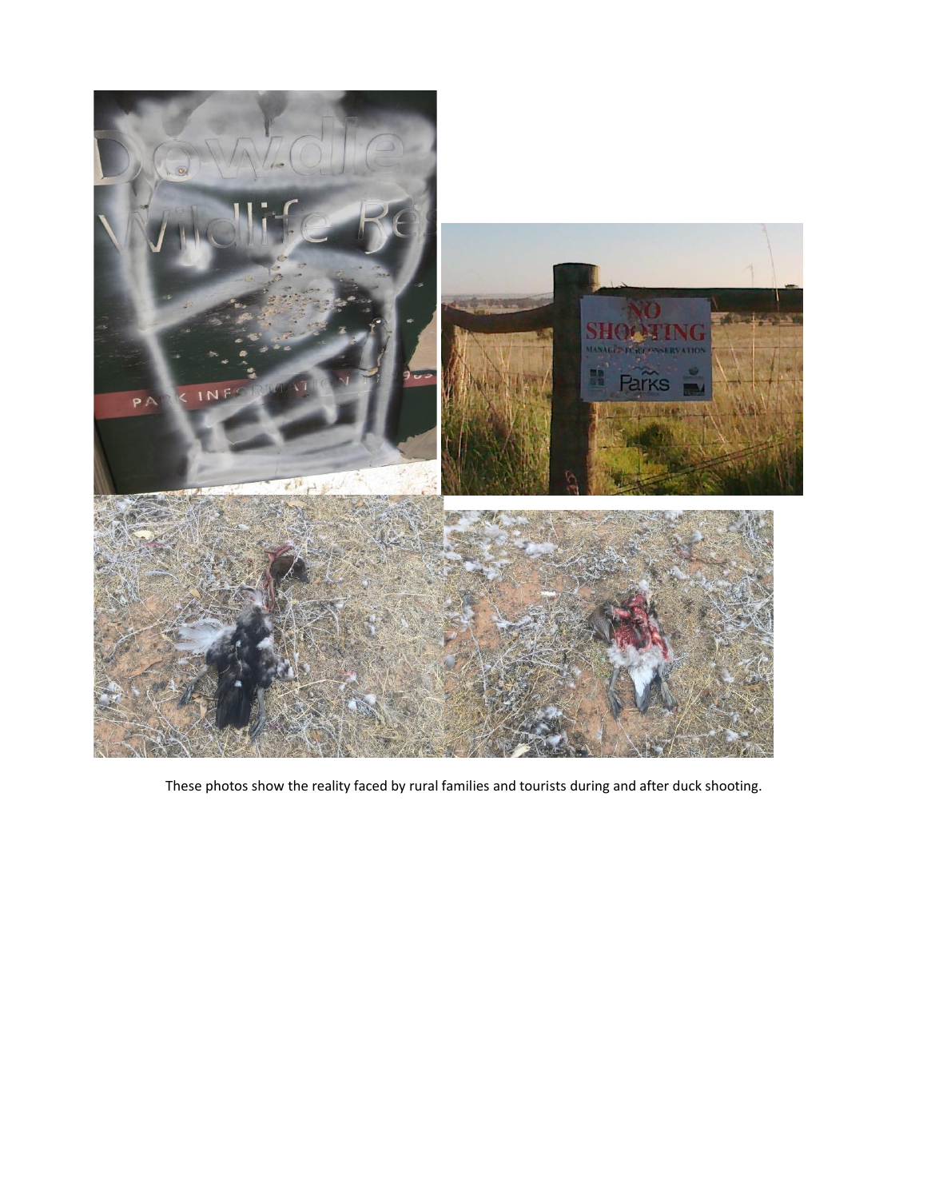These photos show the reality faced by rural families and tourists during and after duck shooting.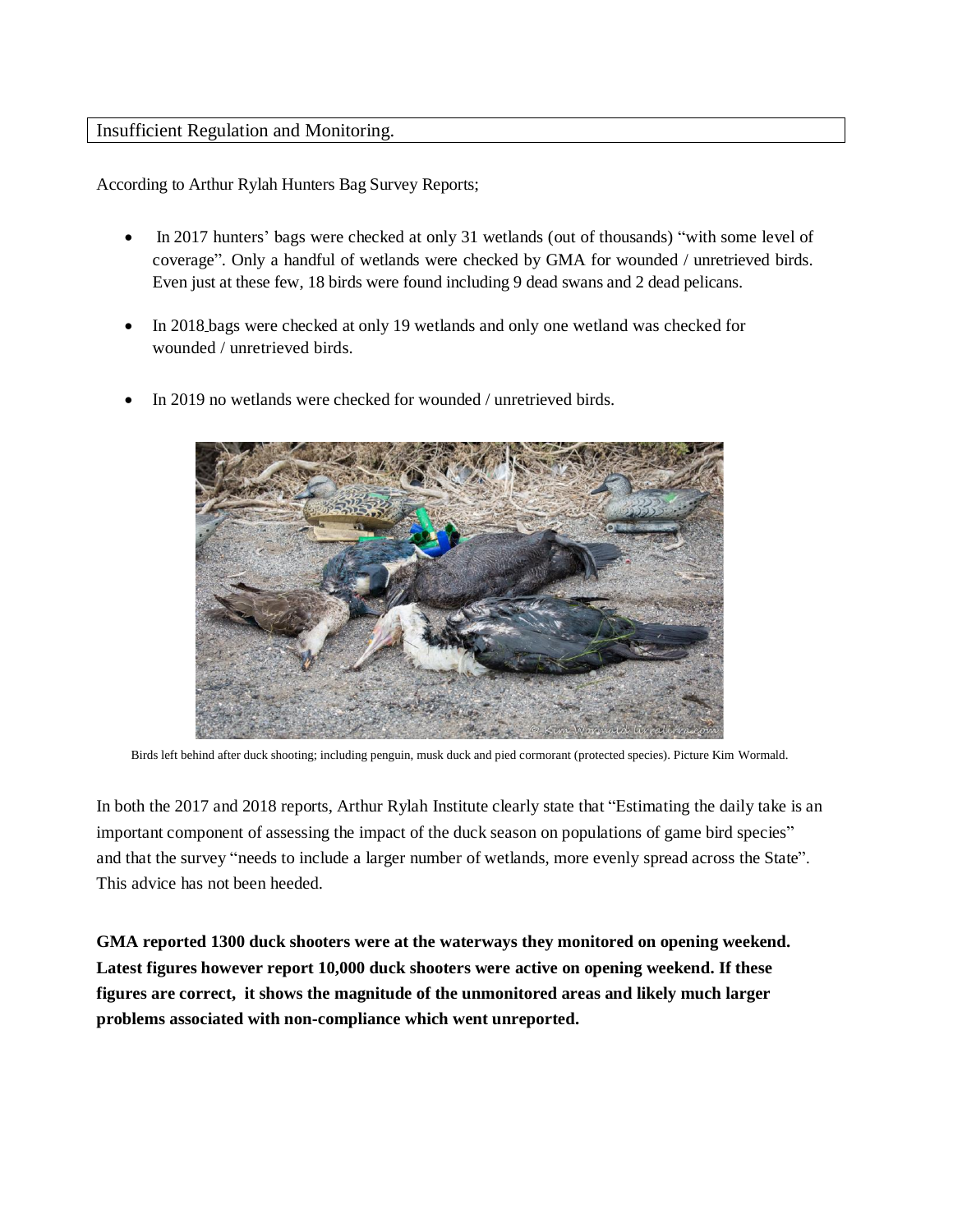## Insufficient Regulation and Monitoring.

According to Arthur Rylah Hunters Bag Survey Reports;

- In 2017 hunters' bags were checked at only 31 wetlands (out of thousands) "with some level of coverage". Only a handful of wetlands were checked by GMA for wounded / unretrieved birds. Even just at these few, 18 birds were found including 9 dead swans and 2 dead pelicans.
- In 2018 bags were checked at only 19 wetlands and only one wetland was checked for wounded / unretrieved birds.
- In 2019 no wetlands were checked for wounded / unretrieved birds.

Birds left behind after duck shooting; including penguin, musk duck and pied cormorant (protected species). Picture Kim Wormald.

In both the 2017 and 2018 reports, Arthur Rylah Institute clearly state that "Estimating the daily take is an important component of assessing the impact of the duck season on populations of game bird species" and that the survey "needs to include a larger number of wetlands, more evenly spread across the State". This advice has not been heeded.

**GMA reported 1300 duck shooters were at the waterways they monitored on opening weekend. Latest figures however report 10,000 duck shooters were active on opening weekend. If these figures are correct, it shows the magnitude of the unmonitored areas and likely much larger problems associated with non-compliance which went unreported.**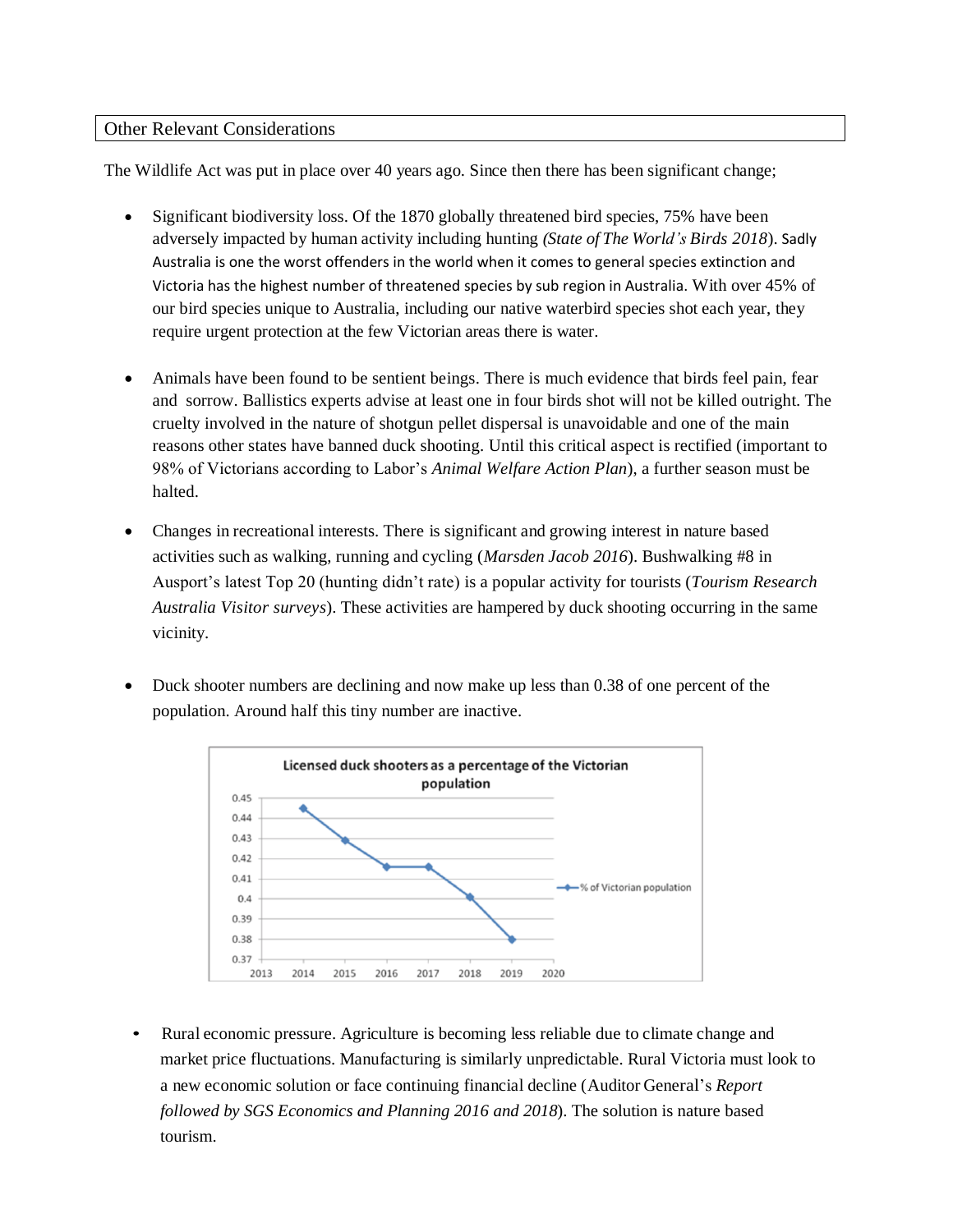## Other Relevant Considerations

The Wildlife Act was put in place over 40 years ago. Since then there has been significant change;

- Significant biodiversity loss. Of the 1870 globally threatened bird species, 75% have been adversely impacted by human activity including hunting *(State of The World's Birds 2018*). Sadly Australia is one the worst offenders in the world when it comes to general species extinction and Victoria has the highest number of threatened species by sub region in Australia. With over 45% of our bird species unique to Australia, including our native waterbird species shot each year, they require urgent protection at the few Victorian areas there is water.

- Animals have been found to be sentient beings. There is much evidence that birds feel pain, fear and sorrow. Ballistics experts advise at least one in four birds shot will not be killed outright. The cruelty involved in the nature of shotgun pellet dispersal is unavoidable and one of the main reasons other states have banned duck shooting. Until this critical aspect is rectified (important to 98% of Victorians according to Labor's *Animal Welfare Action Plan*), a further season must be halted.

- Changes in recreational interests. There is significant and growing interest in nature based activities such as walking, running and cycling (*Marsden Jacob 2016*). Bushwalking #8 in Ausport's latest Top 20 (hunting didn't rate) is a popular activity for tourists (*Tourism Research Australia Visitor surveys*). These activities are hampered by duck shooting occurring in the same vicinity.

- Duck shooter numbers are declining and now make up less than 0.38 of one percent of the population. Around half this tiny number are inactive.

**Licensed duck shooters as a percentage of the Victorian population**

| Year | % of Victorian population |
|---|---|
| 2014 | 0.445 |
| 2015 | 0.429 |
| 2016 | 0.416 |
| 2017 | 0.416 |
| 2018 | 0.401 |
| 2019 | 0.38 |

- Rural economic pressure. Agriculture is becoming less reliable due to climate change and market price fluctuations. Manufacturing is similarly unpredictable. Rural Victoria must look to a new economic solution or face continuing financial decline (Auditor General's *Report followed by SGS Economics and Planning 2016 and 2018*). The solution is nature based tourism.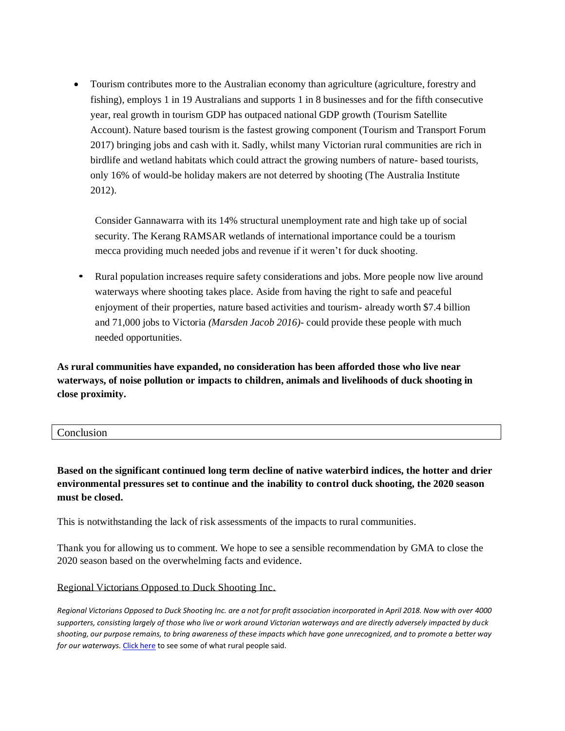- Tourism contributes more to the Australian economy than agriculture (agriculture, forestry and fishing), employs 1 in 19 Australians and supports 1 in 8 businesses and for the fifth consecutive year, real growth in tourism GDP has outpaced national GDP growth (Tourism Satellite Account). Nature based tourism is the fastest growing component (Tourism and Transport Forum 2017) bringing jobs and cash with it. Sadly, whilst many Victorian rural communities are rich in birdlife and wetland habitats which could attract the growing numbers of nature- based tourists, only 16% of would-be holiday makers are not deterred by shooting (The Australia Institute 2012).

  Consider Gannawarra with its 14% structural unemployment rate and high take up of social security. The Kerang RAMSAR wetlands of international importance could be a tourism mecca providing much needed jobs and revenue if it weren't for duck shooting.

- Rural population increases require safety considerations and jobs. More people now live around waterways where shooting takes place. Aside from having the right to safe and peaceful enjoyment of their properties, nature based activities and tourism- already worth $7.4 billion and 71,000 jobs to Victoria *(Marsden Jacob 2016)*- could provide these people with much needed opportunities.

**As rural communities have expanded, no consideration has been afforded those who live near waterways, of noise pollution or impacts to children, animals and livelihoods of duck shooting in close proximity.**

## Conclusion

**Based on the significant continued long term decline of native waterbird indices, the hotter and drier environmental pressures set to continue and the inability to control duck shooting, the 2020 season must be closed.**

This is notwithstanding the lack of risk assessments of the impacts to rural communities.

Thank you for allowing us to comment. We hope to see a sensible recommendation by GMA to close the 2020 season based on the overwhelming facts and evidence.

Regional Victorians Opposed to Duck Shooting Inc.

*Regional Victorians Opposed to Duck Shooting Inc. are a not for profit association incorporated in April 2018. Now with over 4000 supporters, consisting largely of those who live or work around Victorian waterways and are directly adversely impacted by duck shooting, our purpose remains, to bring awareness of these impacts which have gone unrecognized, and to promote a better way for our waterways.* Click here to see some of what rural people said.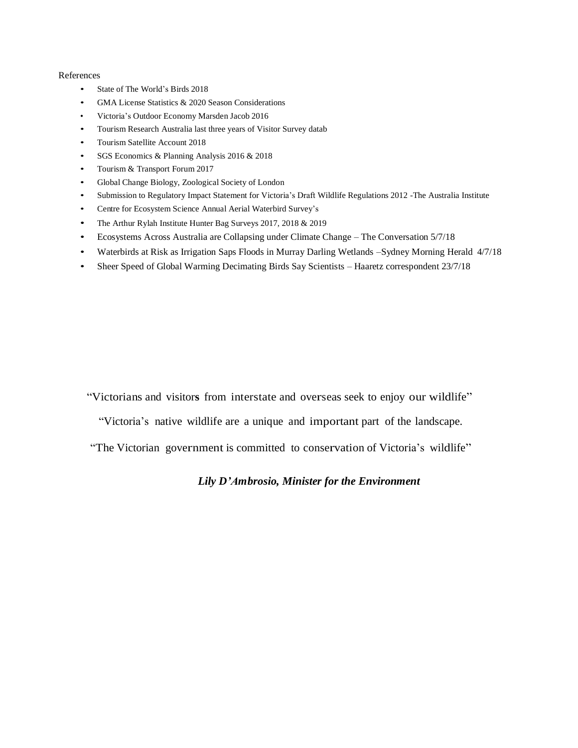References

- State of The World's Birds 2018
- GMA License Statistics & 2020 Season Considerations
- Victoria's Outdoor Economy Marsden Jacob 2016
- Tourism Research Australia last three years of Visitor Survey datab
- Tourism Satellite Account 2018
- SGS Economics & Planning Analysis 2016 & 2018
- Tourism & Transport Forum 2017
- Global Change Biology, Zoological Society of London
- Submission to Regulatory Impact Statement for Victoria's Draft Wildlife Regulations 2012 -The Australia Institute
- Centre for Ecosystem Science Annual Aerial Waterbird Survey's
- The Arthur Rylah Institute Hunter Bag Surveys 2017, 2018 & 2019
- Ecosystems Across Australia are Collapsing under Climate Change – The Conversation 5/7/18
- Waterbirds at Risk as Irrigation Saps Floods in Murray Darling Wetlands –Sydney Morning Herald 4/7/18
- Sheer Speed of Global Warming Decimating Birds Say Scientists – Haaretz correspondent 23/7/18

"Victorians and visitors from interstate and overseas seek to enjoy our wildlife"

"Victoria's native wildlife are a unique and important part of the landscape.

"The Victorian government is committed to conservation of Victoria's wildlife"

***Lily D'Ambrosio, Minister for the Environment***